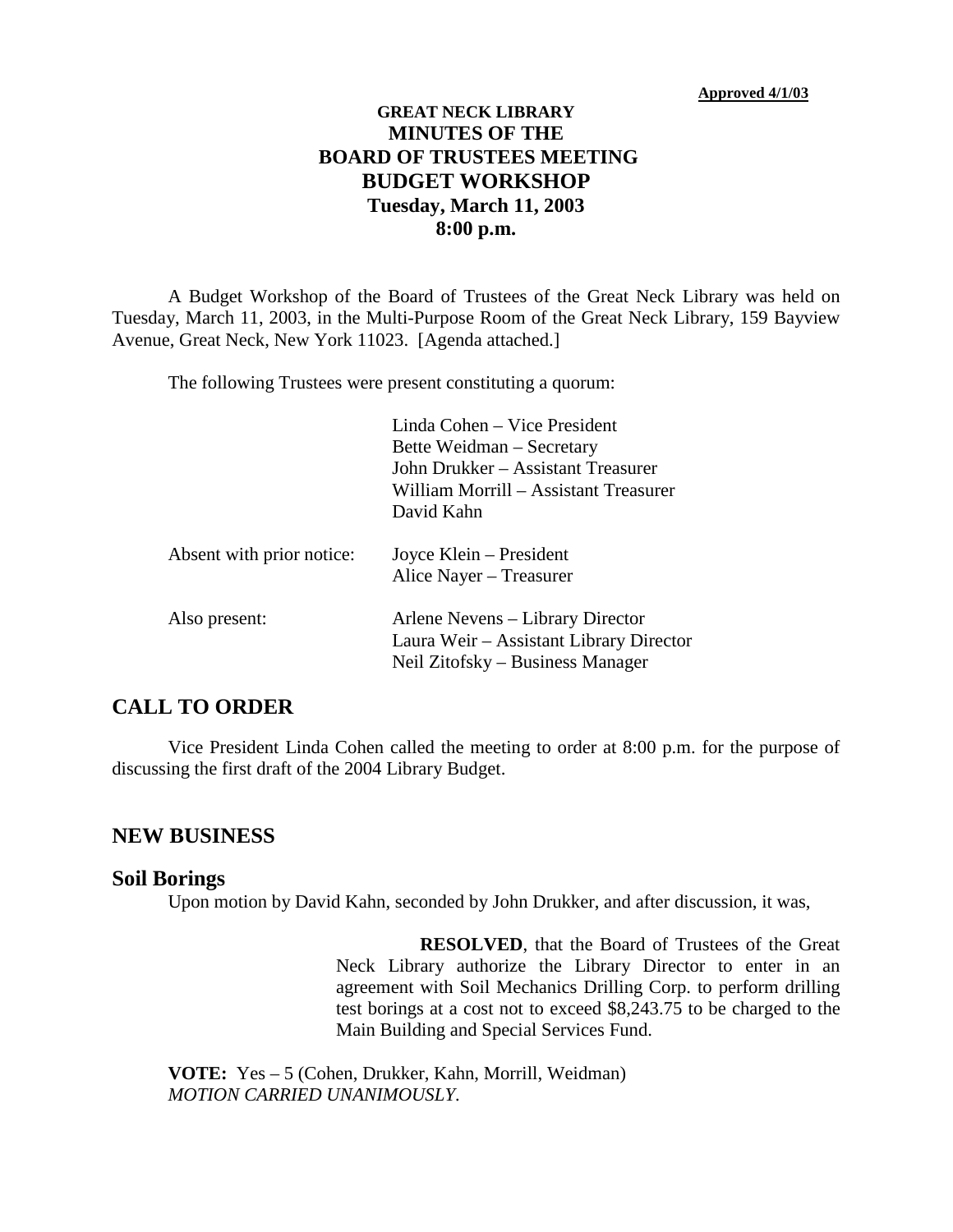**Approved 4/1/03**

# GREAT NECK LIBRARY
# MINUTES OF THE BOARD OF TRUSTEES MEETING
# BUDGET WORKSHOP
## Tuesday, March 11, 2003
## 8:00 p.m.

A Budget Workshop of the Board of Trustees of the Great Neck Library was held on Tuesday, March 11, 2003, in the Multi-Purpose Room of the Great Neck Library, 159 Bayview Avenue, Great Neck, New York 11023. [Agenda attached.]

The following Trustees were present constituting a quorum:

| | |
|---|---|
| | Linda Cohen – Vice President<br>Bette Weidman – Secretary<br>John Drukker – Assistant Treasurer<br>William Morrill – Assistant Treasurer<br>David Kahn |
| Absent with prior notice: | Joyce Klein – President<br>Alice Nayer – Treasurer |
| Also present: | Arlene Nevens – Library Director<br>Laura Weir – Assistant Library Director<br>Neil Zitofsky – Business Manager |

## CALL TO ORDER

Vice President Linda Cohen called the meeting to order at 8:00 p.m. for the purpose of discussing the first draft of the 2004 Library Budget.

## NEW BUSINESS

### Soil Borings

Upon motion by David Kahn, seconded by John Drukker, and after discussion, it was,

> **RESOLVED**, that the Board of Trustees of the Great Neck Library authorize the Library Director to enter in an agreement with Soil Mechanics Drilling Corp. to perform drilling test borings at a cost not to exceed $8,243.75 to be charged to the Main Building and Special Services Fund.

**VOTE:** Yes – 5 (Cohen, Drukker, Kahn, Morrill, Weidman)
*MOTION CARRIED UNANIMOUSLY.*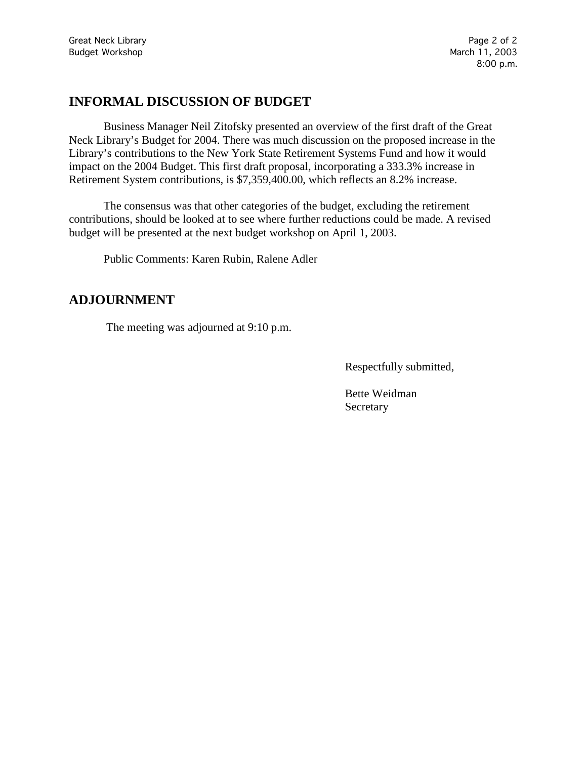## INFORMAL DISCUSSION OF BUDGET

Business Manager Neil Zitofsky presented an overview of the first draft of the Great Neck Library's Budget for 2004. There was much discussion on the proposed increase in the Library's contributions to the New York State Retirement Systems Fund and how it would impact on the 2004 Budget. This first draft proposal, incorporating a 333.3% increase in Retirement System contributions, is $7,359,400.00, which reflects an 8.2% increase.

The consensus was that other categories of the budget, excluding the retirement contributions, should be looked at to see where further reductions could be made. A revised budget will be presented at the next budget workshop on April 1, 2003.

Public Comments: Karen Rubin, Ralene Adler

## ADJOURNMENT

The meeting was adjourned at 9:10 p.m.

Respectfully submitted,

Bette Weidman
Secretary